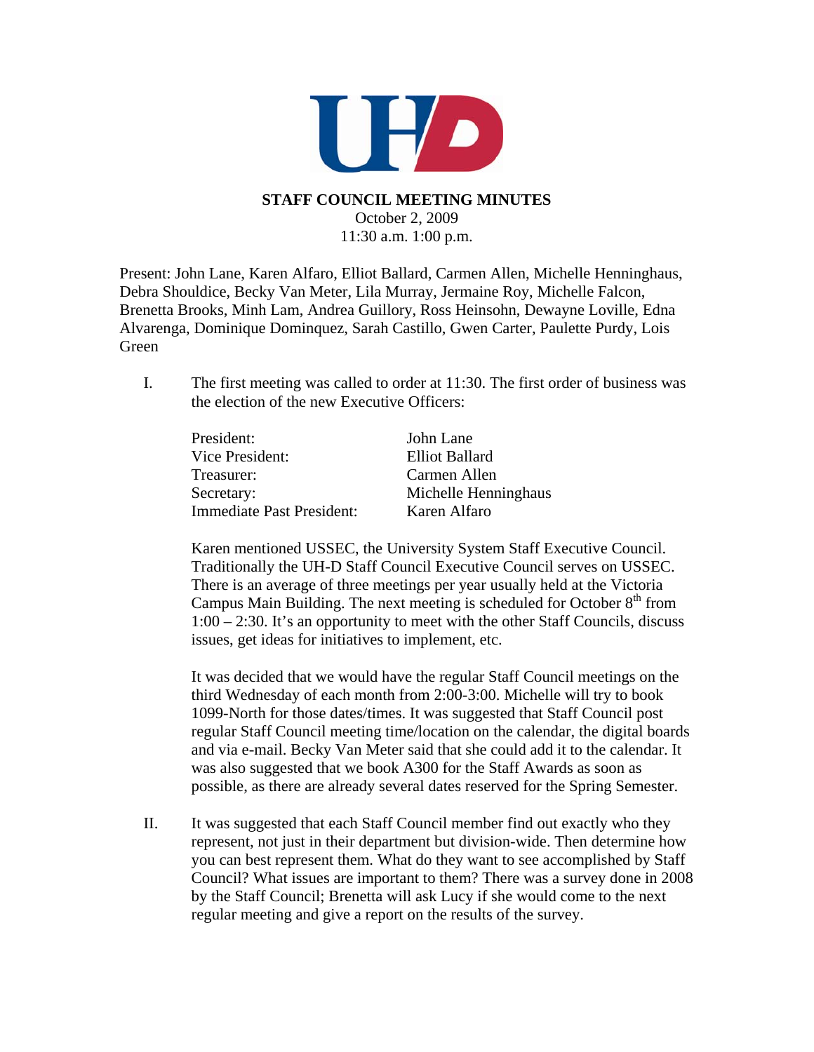**STAFF COUNCIL MEETING MINUTES**

October 2, 2009

11:30 a.m. 1:00 p.m.

Present: John Lane, Karen Alfaro, Elliot Ballard, Carmen Allen, Michelle Henninghaus, Debra Shouldice, Becky Van Meter, Lila Murray, Jermaine Roy, Michelle Falcon, Brenetta Brooks, Minh Lam, Andrea Guillory, Ross Heinsohn, Dewayne Loville, Edna Alvarenga, Dominique Dominquez, Sarah Castillo, Gwen Carter, Paulette Purdy, Lois Green

I. The first meeting was called to order at 11:30. The first order of business was the election of the new Executive Officers:

| | |
|---|---|
| President: | John Lane |
| Vice President: | Elliot Ballard |
| Treasurer: | Carmen Allen |
| Secretary: | Michelle Henninghaus |
| Immediate Past President: | Karen Alfaro |

Karen mentioned USSEC, the University System Staff Executive Council. Traditionally the UH-D Staff Council Executive Council serves on USSEC. There is an average of three meetings per year usually held at the Victoria Campus Main Building. The next meeting is scheduled for October 8th from 1:00 – 2:30. It's an opportunity to meet with the other Staff Councils, discuss issues, get ideas for initiatives to implement, etc.

It was decided that we would have the regular Staff Council meetings on the third Wednesday of each month from 2:00-3:00. Michelle will try to book 1099-North for those dates/times. It was suggested that Staff Council post regular Staff Council meeting time/location on the calendar, the digital boards and via e-mail. Becky Van Meter said that she could add it to the calendar. It was also suggested that we book A300 for the Staff Awards as soon as possible, as there are already several dates reserved for the Spring Semester.

II. It was suggested that each Staff Council member find out exactly who they represent, not just in their department but division-wide. Then determine how you can best represent them. What do they want to see accomplished by Staff Council? What issues are important to them? There was a survey done in 2008 by the Staff Council; Brenetta will ask Lucy if she would come to the next regular meeting and give a report on the results of the survey.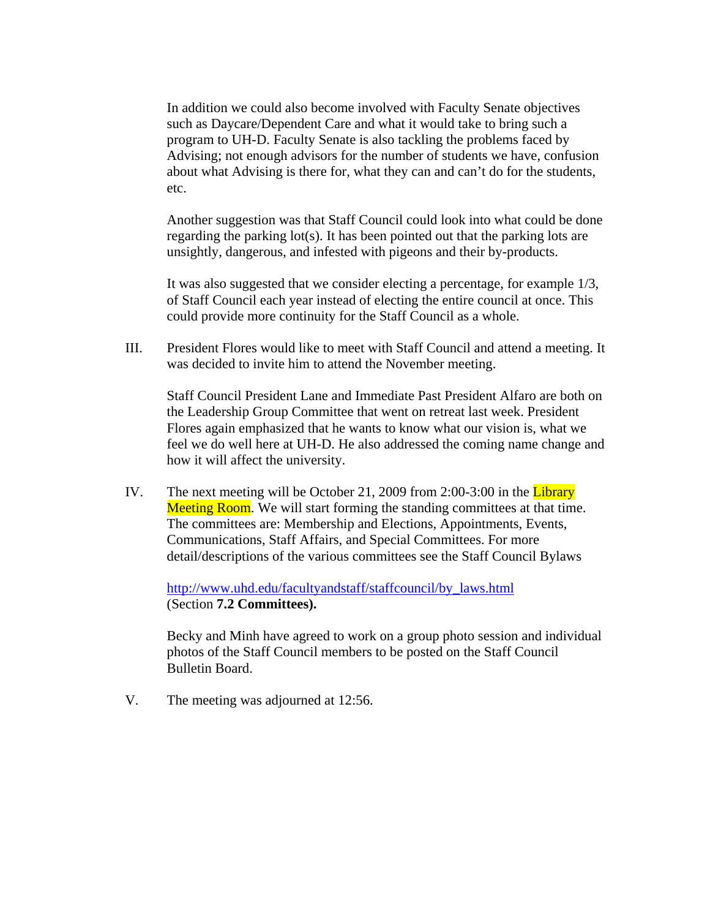In addition we could also become involved with Faculty Senate objectives such as Daycare/Dependent Care and what it would take to bring such a program to UH-D. Faculty Senate is also tackling the problems faced by Advising; not enough advisors for the number of students we have, confusion about what Advising is there for, what they can and can't do for the students, etc.

Another suggestion was that Staff Council could look into what could be done regarding the parking lot(s). It has been pointed out that the parking lots are unsightly, dangerous, and infested with pigeons and their by-products.

It was also suggested that we consider electing a percentage, for example 1/3, of Staff Council each year instead of electing the entire council at once. This could provide more continuity for the Staff Council as a whole.

III. President Flores would like to meet with Staff Council and attend a meeting. It was decided to invite him to attend the November meeting.

Staff Council President Lane and Immediate Past President Alfaro are both on the Leadership Group Committee that went on retreat last week. President Flores again emphasized that he wants to know what our vision is, what we feel we do well here at UH-D. He also addressed the coming name change and how it will affect the university.

IV. The next meeting will be October 21, 2009 from 2:00-3:00 in the Library Meeting Room. We will start forming the standing committees at that time. The committees are: Membership and Elections, Appointments, Events, Communications, Staff Affairs, and Special Committees. For more detail/descriptions of the various committees see the Staff Council Bylaws

http://www.uhd.edu/facultyandstaff/staffcouncil/by_laws.html
(Section **7.2 Committees).**

Becky and Minh have agreed to work on a group photo session and individual photos of the Staff Council members to be posted on the Staff Council Bulletin Board.

V. The meeting was adjourned at 12:56.